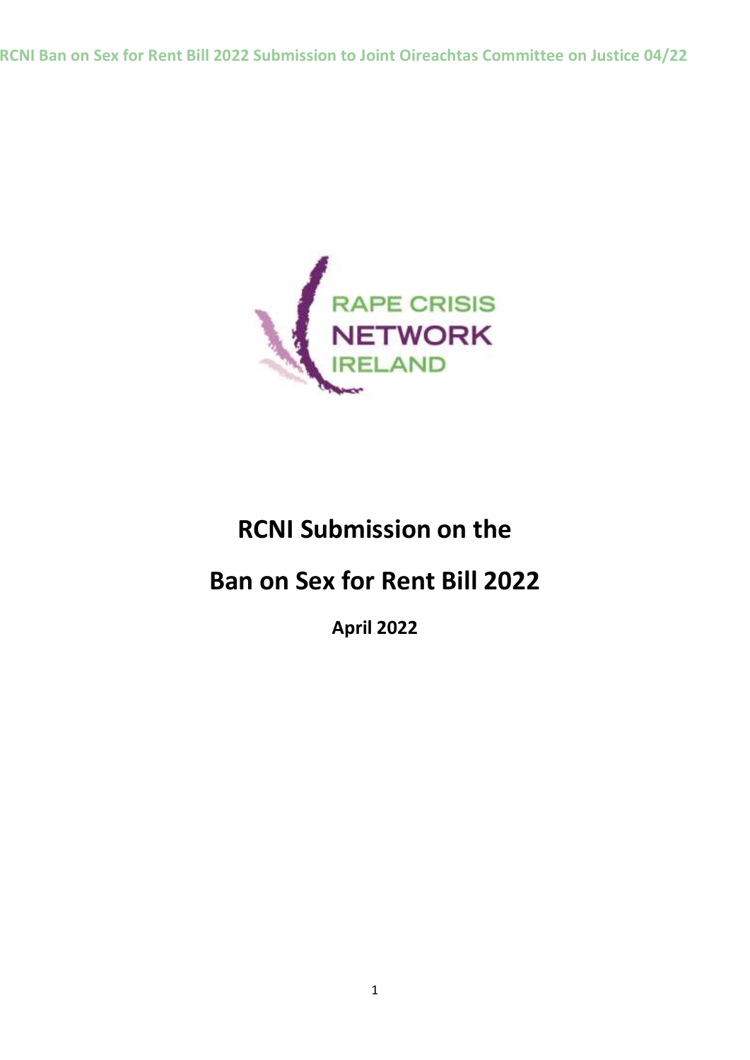RAPE CRISIS NETWORK IRELAND

# RCNI Submission on the Ban on Sex for Rent Bill 2022

**April 2022**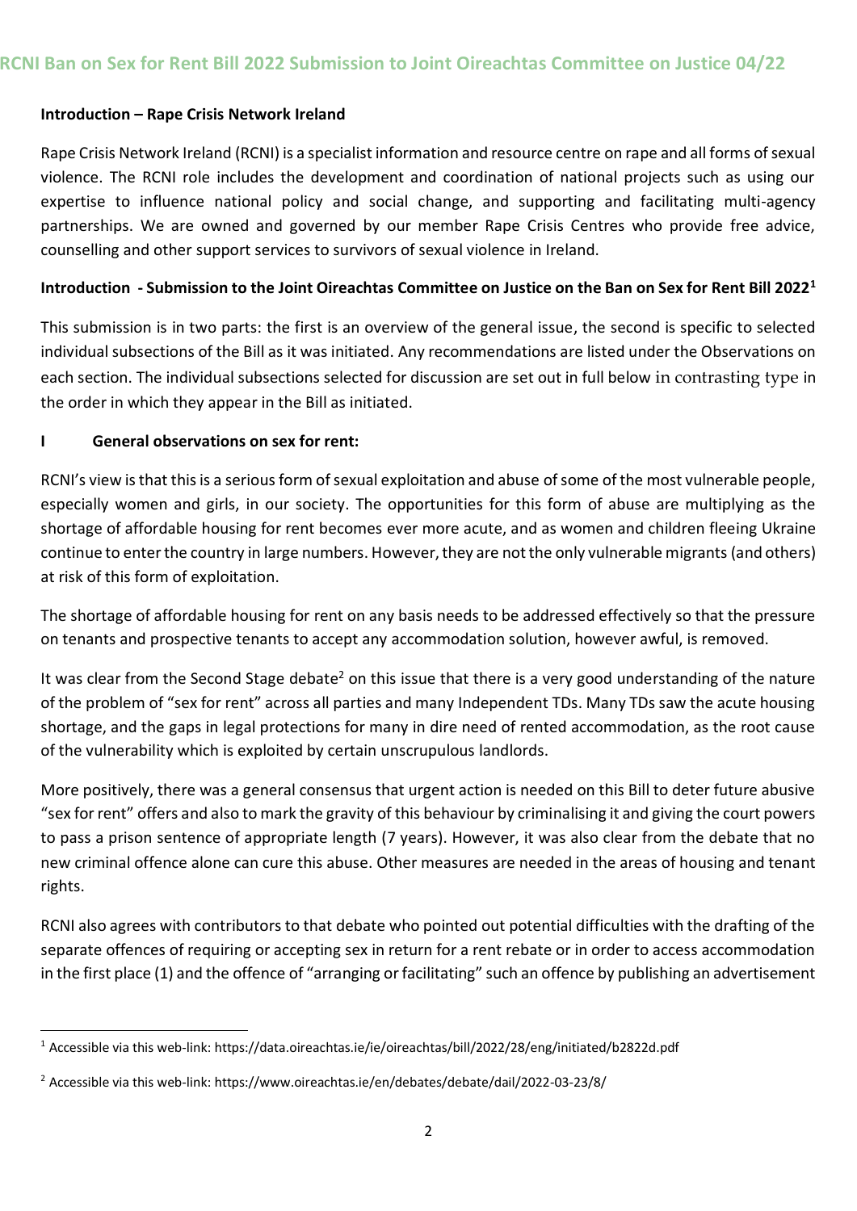## Introduction – Rape Crisis Network Ireland

Rape Crisis Network Ireland (RCNI) is a specialist information and resource centre on rape and all forms of sexual violence. The RCNI role includes the development and coordination of national projects such as using our expertise to influence national policy and social change, and supporting and facilitating multi-agency partnerships. We are owned and governed by our member Rape Crisis Centres who provide free advice, counselling and other support services to survivors of sexual violence in Ireland.

## Introduction - Submission to the Joint Oireachtas Committee on Justice on the Ban on Sex for Rent Bill 2022[1]

This submission is in two parts: the first is an overview of the general issue, the second is specific to selected individual subsections of the Bill as it was initiated. Any recommendations are listed under the Observations on each section. The individual subsections selected for discussion are set out in full below in contrasting type in the order in which they appear in the Bill as initiated.

## I General observations on sex for rent:

RCNI's view is that this is a serious form of sexual exploitation and abuse of some of the most vulnerable people, especially women and girls, in our society. The opportunities for this form of abuse are multiplying as the shortage of affordable housing for rent becomes ever more acute, and as women and children fleeing Ukraine continue to enter the country in large numbers. However, they are not the only vulnerable migrants (and others) at risk of this form of exploitation.

The shortage of affordable housing for rent on any basis needs to be addressed effectively so that the pressure on tenants and prospective tenants to accept any accommodation solution, however awful, is removed.

It was clear from the Second Stage debate[2] on this issue that there is a very good understanding of the nature of the problem of "sex for rent" across all parties and many Independent TDs. Many TDs saw the acute housing shortage, and the gaps in legal protections for many in dire need of rented accommodation, as the root cause of the vulnerability which is exploited by certain unscrupulous landlords.

More positively, there was a general consensus that urgent action is needed on this Bill to deter future abusive "sex for rent" offers and also to mark the gravity of this behaviour by criminalising it and giving the court powers to pass a prison sentence of appropriate length (7 years). However, it was also clear from the debate that no new criminal offence alone can cure this abuse. Other measures are needed in the areas of housing and tenant rights.

RCNI also agrees with contributors to that debate who pointed out potential difficulties with the drafting of the separate offences of requiring or accepting sex in return for a rent rebate or in order to access accommodation in the first place (1) and the offence of "arranging or facilitating" such an offence by publishing an advertisement

---

[1] Accessible via this web-link: https://data.oireachtas.ie/ie/oireachtas/bill/2022/28/eng/initiated/b2822d.pdf

[2] Accessible via this web-link: https://www.oireachtas.ie/en/debates/debate/dail/2022-03-23/8/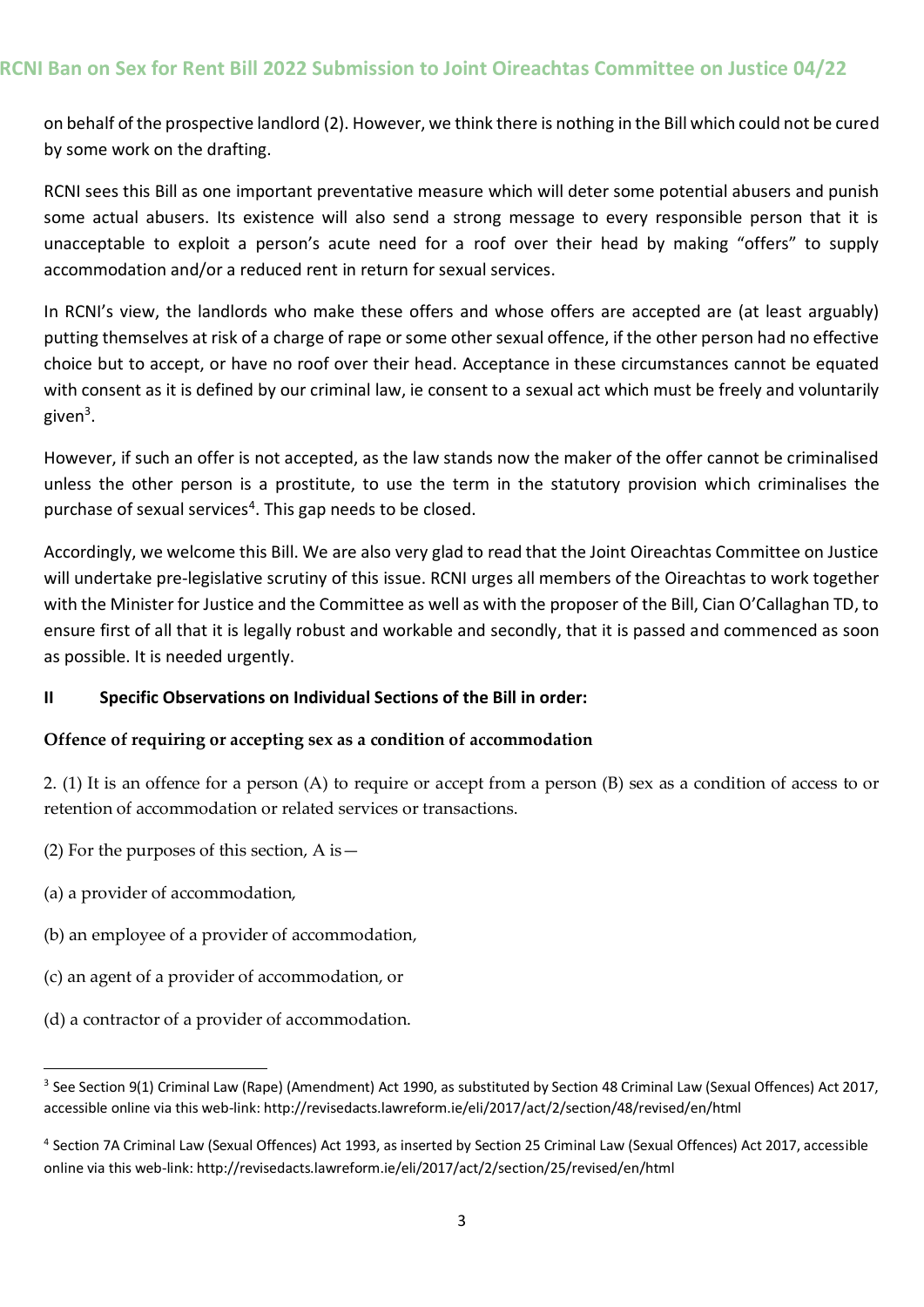on behalf of the prospective landlord (2). However, we think there is nothing in the Bill which could not be cured by some work on the drafting.

RCNI sees this Bill as one important preventative measure which will deter some potential abusers and punish some actual abusers. Its existence will also send a strong message to every responsible person that it is unacceptable to exploit a person's acute need for a roof over their head by making "offers" to supply accommodation and/or a reduced rent in return for sexual services.

In RCNI's view, the landlords who make these offers and whose offers are accepted are (at least arguably) putting themselves at risk of a charge of rape or some other sexual offence, if the other person had no effective choice but to accept, or have no roof over their head. Acceptance in these circumstances cannot be equated with consent as it is defined by our criminal law, ie consent to a sexual act which must be freely and voluntarily given[3].

However, if such an offer is not accepted, as the law stands now the maker of the offer cannot be criminalised unless the other person is a prostitute, to use the term in the statutory provision which criminalises the purchase of sexual services[4]. This gap needs to be closed.

Accordingly, we welcome this Bill. We are also very glad to read that the Joint Oireachtas Committee on Justice will undertake pre-legislative scrutiny of this issue. RCNI urges all members of the Oireachtas to work together with the Minister for Justice and the Committee as well as with the proposer of the Bill, Cian O'Callaghan TD, to ensure first of all that it is legally robust and workable and secondly, that it is passed and commenced as soon as possible. It is needed urgently.

## II Specific Observations on Individual Sections of the Bill in order:

**Offence of requiring or accepting sex as a condition of accommodation**

2. (1) It is an offence for a person (A) to require or accept from a person (B) sex as a condition of access to or retention of accommodation or related services or transactions.

(2) For the purposes of this section, A is—

(a) a provider of accommodation,

(b) an employee of a provider of accommodation,

(c) an agent of a provider of accommodation, or

(d) a contractor of a provider of accommodation.

---

[3] See Section 9(1) Criminal Law (Rape) (Amendment) Act 1990, as substituted by Section 48 Criminal Law (Sexual Offences) Act 2017, accessible online via this web-link: http://revisedacts.lawreform.ie/eli/2017/act/2/section/48/revised/en/html

[4] Section 7A Criminal Law (Sexual Offences) Act 1993, as inserted by Section 25 Criminal Law (Sexual Offences) Act 2017, accessible online via this web-link: http://revisedacts.lawreform.ie/eli/2017/act/2/section/25/revised/en/html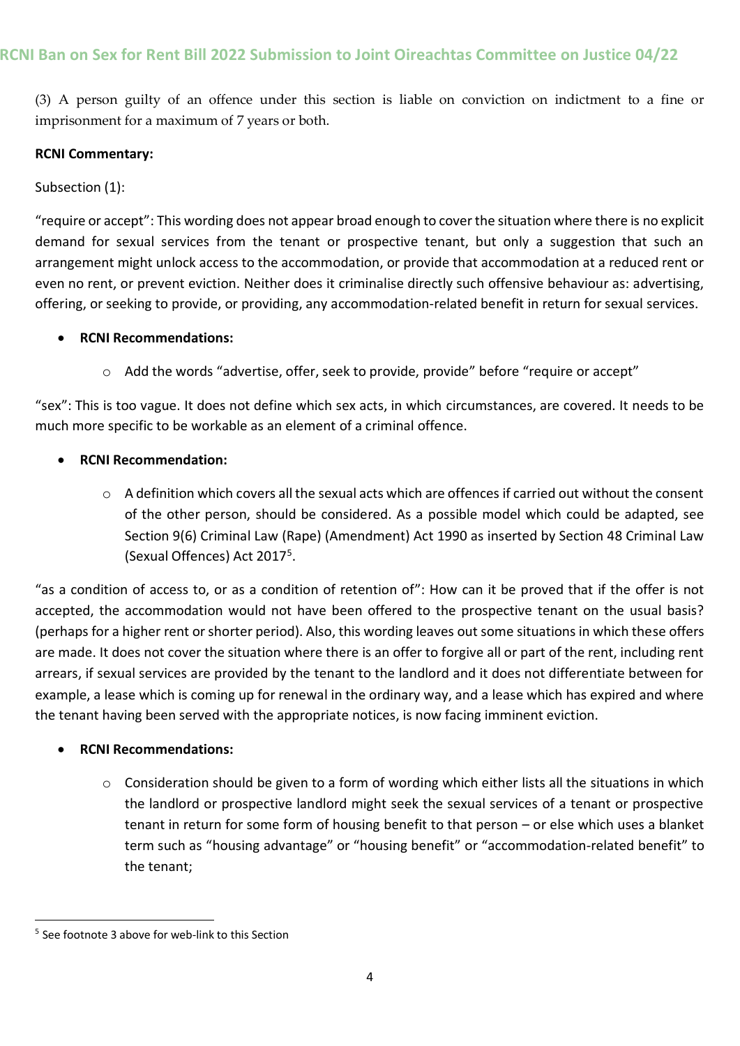(3) A person guilty of an offence under this section is liable on conviction on indictment to a fine or imprisonment for a maximum of 7 years or both.

**RCNI Commentary:**

Subsection (1):

"require or accept": This wording does not appear broad enough to cover the situation where there is no explicit demand for sexual services from the tenant or prospective tenant, but only a suggestion that such an arrangement might unlock access to the accommodation, or provide that accommodation at a reduced rent or even no rent, or prevent eviction. Neither does it criminalise directly such offensive behaviour as: advertising, offering, or seeking to provide, or providing, any accommodation-related benefit in return for sexual services.

- **RCNI Recommendations:**
    - Add the words "advertise, offer, seek to provide, provide" before "require or accept"

"sex": This is too vague. It does not define which sex acts, in which circumstances, are covered. It needs to be much more specific to be workable as an element of a criminal offence.

- **RCNI Recommendation:**
    - A definition which covers all the sexual acts which are offences if carried out without the consent of the other person, should be considered. As a possible model which could be adapted, see Section 9(6) Criminal Law (Rape) (Amendment) Act 1990 as inserted by Section 48 Criminal Law (Sexual Offences) Act 2017[5].

"as a condition of access to, or as a condition of retention of": How can it be proved that if the offer is not accepted, the accommodation would not have been offered to the prospective tenant on the usual basis? (perhaps for a higher rent or shorter period). Also, this wording leaves out some situations in which these offers are made. It does not cover the situation where there is an offer to forgive all or part of the rent, including rent arrears, if sexual services are provided by the tenant to the landlord and it does not differentiate between for example, a lease which is coming up for renewal in the ordinary way, and a lease which has expired and where the tenant having been served with the appropriate notices, is now facing imminent eviction.

- **RCNI Recommendations:**
    - Consideration should be given to a form of wording which either lists all the situations in which the landlord or prospective landlord might seek the sexual services of a tenant or prospective tenant in return for some form of housing benefit to that person – or else which uses a blanket term such as "housing advantage" or "housing benefit" or "accommodation-related benefit" to the tenant;

[5] See footnote 3 above for web-link to this Section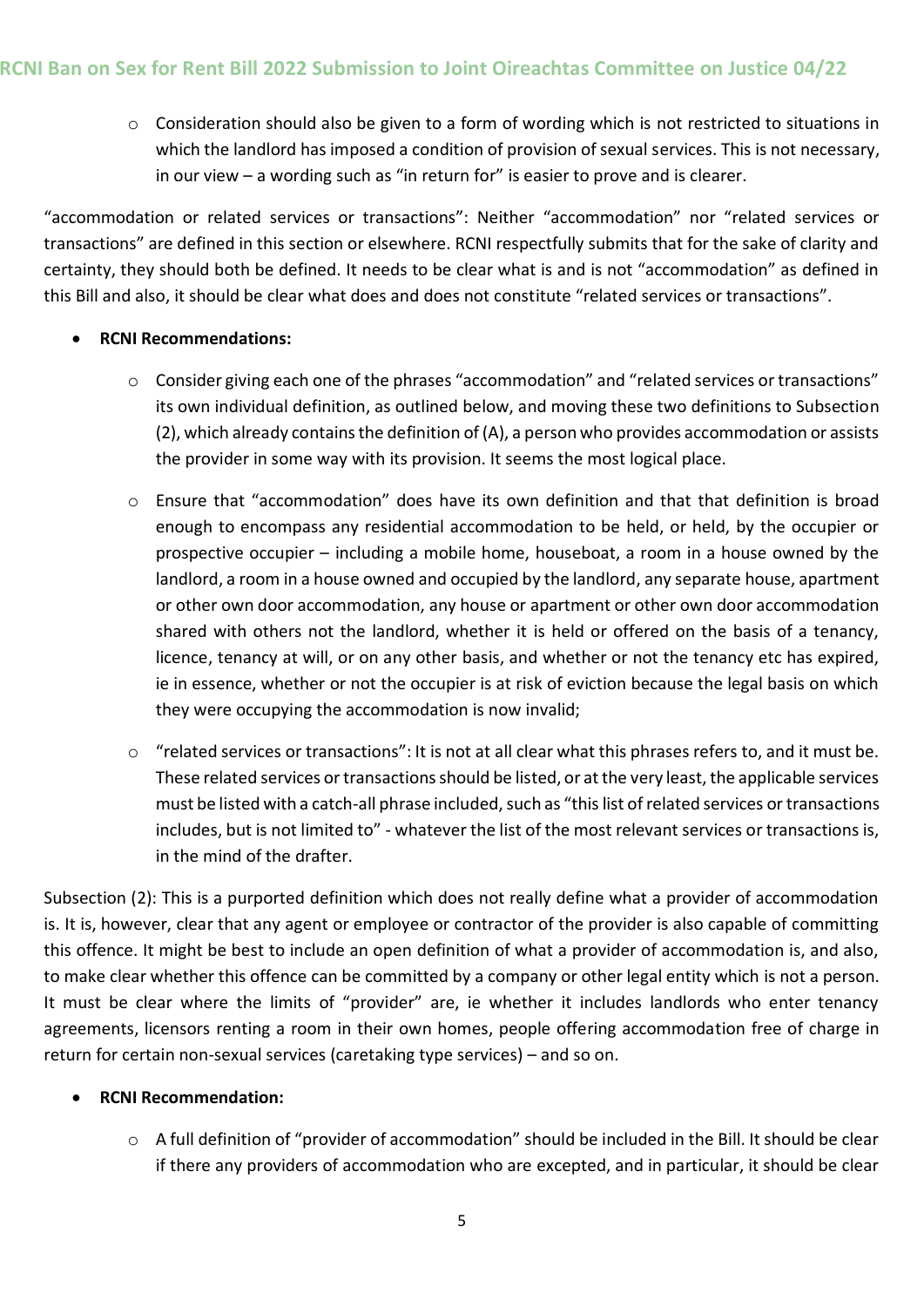- Consideration should also be given to a form of wording which is not restricted to situations in which the landlord has imposed a condition of provision of sexual services. This is not necessary, in our view – a wording such as "in return for" is easier to prove and is clearer.

"accommodation or related services or transactions": Neither "accommodation" nor "related services or transactions" are defined in this section or elsewhere. RCNI respectfully submits that for the sake of clarity and certainty, they should both be defined. It needs to be clear what is and is not "accommodation" as defined in this Bill and also, it should be clear what does and does not constitute "related services or transactions".

- **RCNI Recommendations:**
  - Consider giving each one of the phrases "accommodation" and "related services or transactions" its own individual definition, as outlined below, and moving these two definitions to Subsection (2), which already contains the definition of (A), a person who provides accommodation or assists the provider in some way with its provision. It seems the most logical place.
  - Ensure that "accommodation" does have its own definition and that that definition is broad enough to encompass any residential accommodation to be held, or held, by the occupier or prospective occupier – including a mobile home, houseboat, a room in a house owned by the landlord, a room in a house owned and occupied by the landlord, any separate house, apartment or other own door accommodation, any house or apartment or other own door accommodation shared with others not the landlord, whether it is held or offered on the basis of a tenancy, licence, tenancy at will, or on any other basis, and whether or not the tenancy etc has expired, ie in essence, whether or not the occupier is at risk of eviction because the legal basis on which they were occupying the accommodation is now invalid;
  - "related services or transactions": It is not at all clear what this phrases refers to, and it must be. These related services or transactions should be listed, or at the very least, the applicable services must be listed with a catch-all phrase included, such as "this list of related services or transactions includes, but is not limited to" - whatever the list of the most relevant services or transactions is, in the mind of the drafter.

Subsection (2): This is a purported definition which does not really define what a provider of accommodation is. It is, however, clear that any agent or employee or contractor of the provider is also capable of committing this offence. It might be best to include an open definition of what a provider of accommodation is, and also, to make clear whether this offence can be committed by a company or other legal entity which is not a person. It must be clear where the limits of "provider" are, ie whether it includes landlords who enter tenancy agreements, licensors renting a room in their own homes, people offering accommodation free of charge in return for certain non-sexual services (caretaking type services) – and so on.

- **RCNI Recommendation:**
  - A full definition of "provider of accommodation" should be included in the Bill. It should be clear if there any providers of accommodation who are excepted, and in particular, it should be clear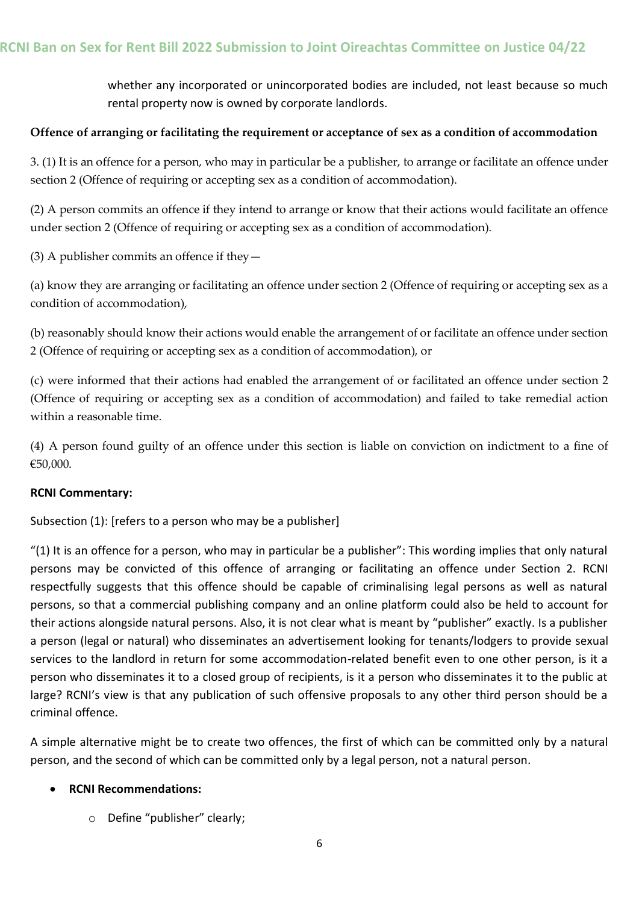whether any incorporated or unincorporated bodies are included, not least because so much rental property now is owned by corporate landlords.

**Offence of arranging or facilitating the requirement or acceptance of sex as a condition of accommodation**

3. (1) It is an offence for a person, who may in particular be a publisher, to arrange or facilitate an offence under section 2 (Offence of requiring or accepting sex as a condition of accommodation).

(2) A person commits an offence if they intend to arrange or know that their actions would facilitate an offence under section 2 (Offence of requiring or accepting sex as a condition of accommodation).

(3) A publisher commits an offence if they—

(a) know they are arranging or facilitating an offence under section 2 (Offence of requiring or accepting sex as a condition of accommodation),

(b) reasonably should know their actions would enable the arrangement of or facilitate an offence under section 2 (Offence of requiring or accepting sex as a condition of accommodation), or

(c) were informed that their actions had enabled the arrangement of or facilitated an offence under section 2 (Offence of requiring or accepting sex as a condition of accommodation) and failed to take remedial action within a reasonable time.

(4) A person found guilty of an offence under this section is liable on conviction on indictment to a fine of €50,000.

**RCNI Commentary:**

Subsection (1): [refers to a person who may be a publisher]

"(1) It is an offence for a person, who may in particular be a publisher": This wording implies that only natural persons may be convicted of this offence of arranging or facilitating an offence under Section 2. RCNI respectfully suggests that this offence should be capable of criminalising legal persons as well as natural persons, so that a commercial publishing company and an online platform could also be held to account for their actions alongside natural persons. Also, it is not clear what is meant by "publisher" exactly. Is a publisher a person (legal or natural) who disseminates an advertisement looking for tenants/lodgers to provide sexual services to the landlord in return for some accommodation-related benefit even to one other person, is it a person who disseminates it to a closed group of recipients, is it a person who disseminates it to the public at large? RCNI's view is that any publication of such offensive proposals to any other third person should be a criminal offence.

A simple alternative might be to create two offences, the first of which can be committed only by a natural person, and the second of which can be committed only by a legal person, not a natural person.

- **RCNI Recommendations:**
    - Define "publisher" clearly;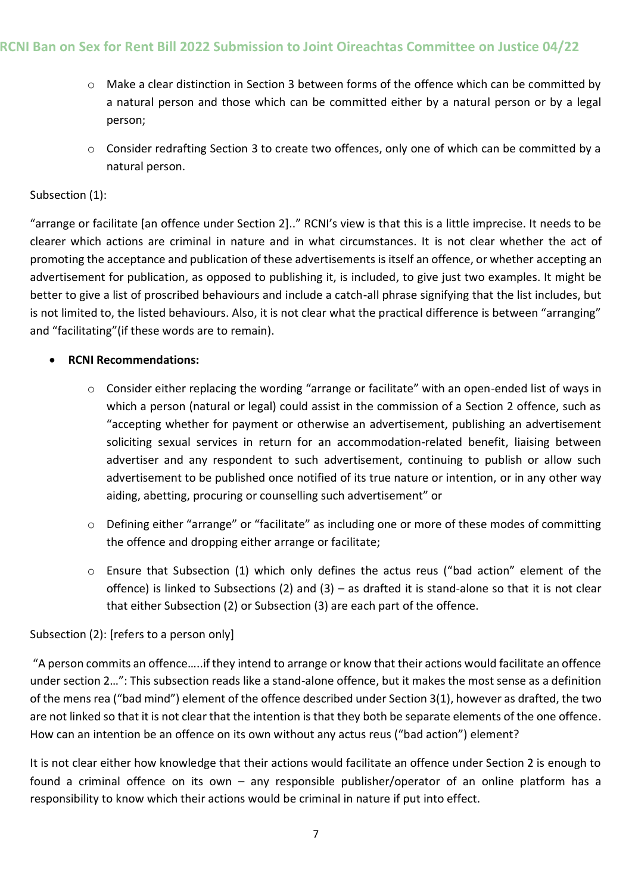- Make a clear distinction in Section 3 between forms of the offence which can be committed by a natural person and those which can be committed either by a natural person or by a legal person;
- Consider redrafting Section 3 to create two offences, only one of which can be committed by a natural person.

Subsection (1):

"arrange or facilitate [an offence under Section 2].." RCNI's view is that this is a little imprecise. It needs to be clearer which actions are criminal in nature and in what circumstances. It is not clear whether the act of promoting the acceptance and publication of these advertisements is itself an offence, or whether accepting an advertisement for publication, as opposed to publishing it, is included, to give just two examples. It might be better to give a list of proscribed behaviours and include a catch-all phrase signifying that the list includes, but is not limited to, the listed behaviours. Also, it is not clear what the practical difference is between "arranging" and "facilitating"(if these words are to remain).

- **RCNI Recommendations:**
  - Consider either replacing the wording "arrange or facilitate" with an open-ended list of ways in which a person (natural or legal) could assist in the commission of a Section 2 offence, such as "accepting whether for payment or otherwise an advertisement, publishing an advertisement soliciting sexual services in return for an accommodation-related benefit, liaising between advertiser and any respondent to such advertisement, continuing to publish or allow such advertisement to be published once notified of its true nature or intention, or in any other way aiding, abetting, procuring or counselling such advertisement" or
  - Defining either "arrange" or "facilitate" as including one or more of these modes of committing the offence and dropping either arrange or facilitate;
  - Ensure that Subsection (1) which only defines the actus reus ("bad action" element of the offence) is linked to Subsections (2) and (3) – as drafted it is stand-alone so that it is not clear that either Subsection (2) or Subsection (3) are each part of the offence.

Subsection (2): [refers to a person only]

"A person commits an offence…..if they intend to arrange or know that their actions would facilitate an offence under section 2…": This subsection reads like a stand-alone offence, but it makes the most sense as a definition of the mens rea ("bad mind") element of the offence described under Section 3(1), however as drafted, the two are not linked so that it is not clear that the intention is that they both be separate elements of the one offence. How can an intention be an offence on its own without any actus reus ("bad action") element?

It is not clear either how knowledge that their actions would facilitate an offence under Section 2 is enough to found a criminal offence on its own – any responsible publisher/operator of an online platform has a responsibility to know which their actions would be criminal in nature if put into effect.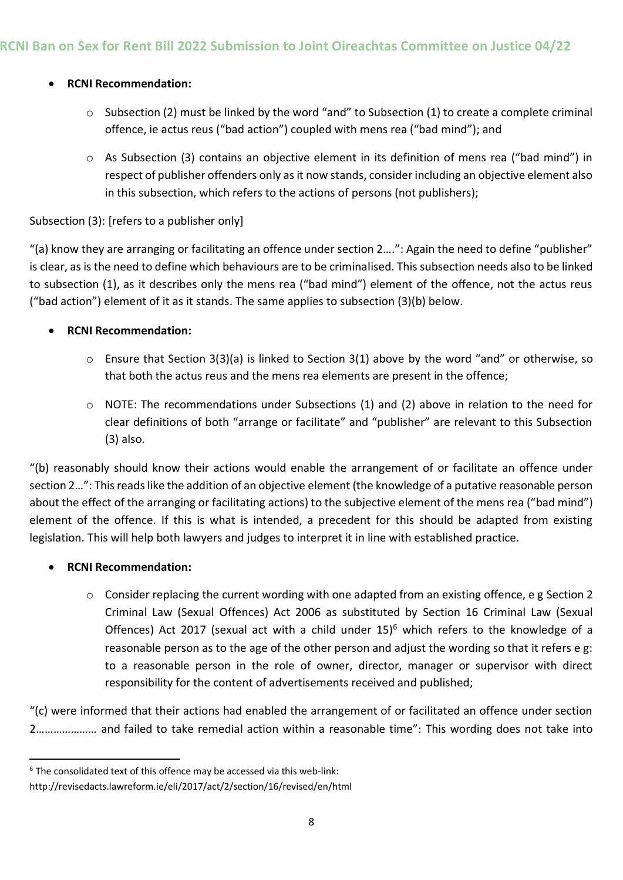- **RCNI Recommendation:**
  - Subsection (2) must be linked by the word "and" to Subsection (1) to create a complete criminal offence, ie actus reus ("bad action") coupled with mens rea ("bad mind"); and
  - As Subsection (3) contains an objective element in its definition of mens rea ("bad mind") in respect of publisher offenders only as it now stands, consider including an objective element also in this subsection, which refers to the actions of persons (not publishers);

Subsection (3): [refers to a publisher only]

"(a) know they are arranging or facilitating an offence under section 2….": Again the need to define "publisher" is clear, as is the need to define which behaviours are to be criminalised. This subsection needs also to be linked to subsection (1), as it describes only the mens rea ("bad mind") element of the offence, not the actus reus ("bad action") element of it as it stands. The same applies to subsection (3)(b) below.

- **RCNI Recommendation:**
  - Ensure that Section 3(3)(a) is linked to Section 3(1) above by the word "and" or otherwise, so that both the actus reus and the mens rea elements are present in the offence;
  - NOTE: The recommendations under Subsections (1) and (2) above in relation to the need for clear definitions of both "arrange or facilitate" and "publisher" are relevant to this Subsection (3) also.

"(b) reasonably should know their actions would enable the arrangement of or facilitate an offence under section 2…": This reads like the addition of an objective element (the knowledge of a putative reasonable person about the effect of the arranging or facilitating actions) to the subjective element of the mens rea ("bad mind") element of the offence. If this is what is intended, a precedent for this should be adapted from existing legislation. This will help both lawyers and judges to interpret it in line with established practice.

- **RCNI Recommendation:**
  - Consider replacing the current wording with one adapted from an existing offence, e g Section 2 Criminal Law (Sexual Offences) Act 2006 as substituted by Section 16 Criminal Law (Sexual Offences) Act 2017 (sexual act with a child under 15)[6] which refers to the knowledge of a reasonable person as to the age of the other person and adjust the wording so that it refers e g: to a reasonable person in the role of owner, director, manager or supervisor with direct responsibility for the content of advertisements received and published;

"(c) were informed that their actions had enabled the arrangement of or facilitated an offence under section 2………………… and failed to take remedial action within a reasonable time": This wording does not take into

---

[6] The consolidated text of this offence may be accessed via this web-link: http://revisedacts.lawreform.ie/eli/2017/act/2/section/16/revised/en/html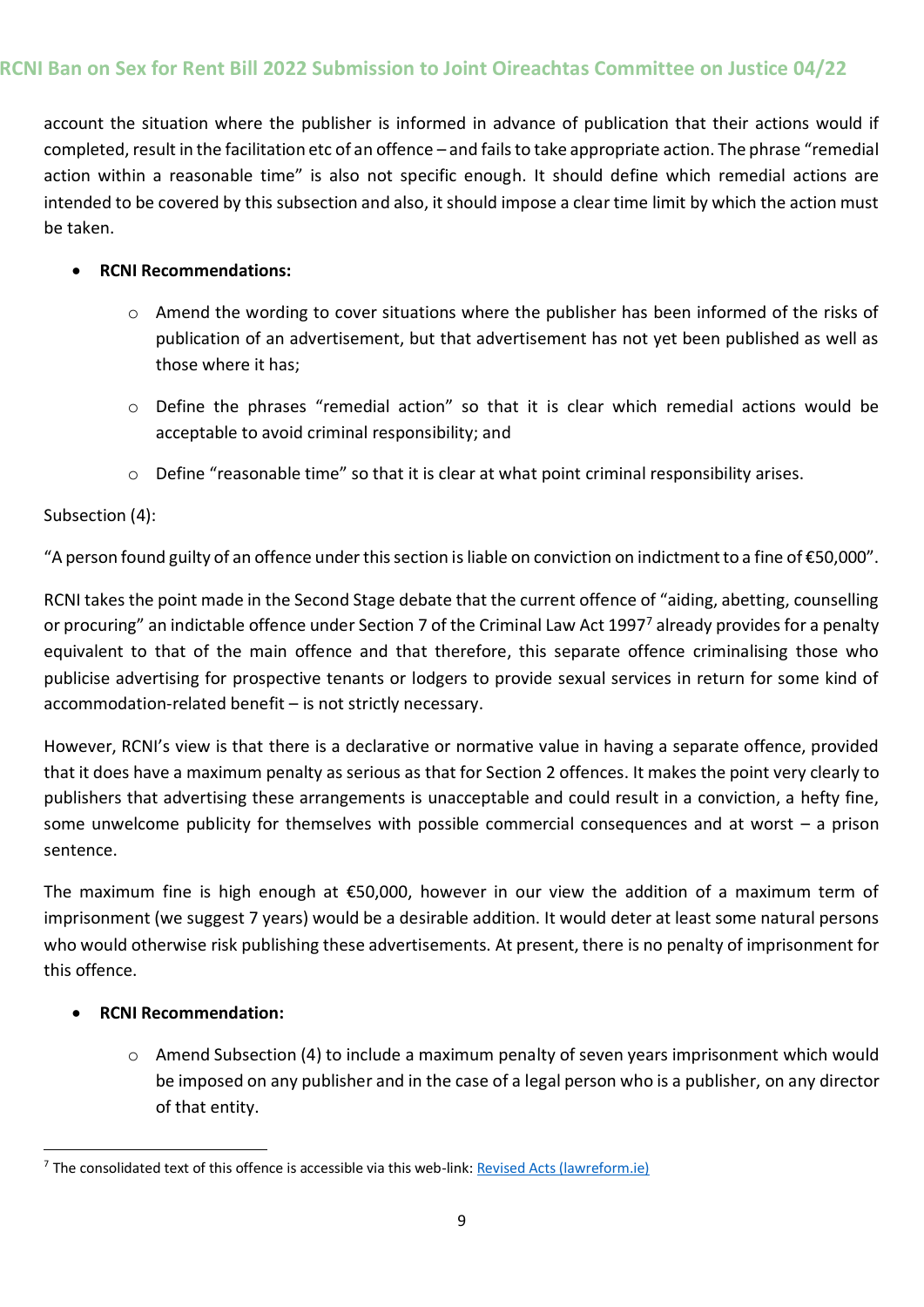account the situation where the publisher is informed in advance of publication that their actions would if completed, result in the facilitation etc of an offence – and fails to take appropriate action. The phrase "remedial action within a reasonable time" is also not specific enough. It should define which remedial actions are intended to be covered by this subsection and also, it should impose a clear time limit by which the action must be taken.

- **RCNI Recommendations:**
    - Amend the wording to cover situations where the publisher has been informed of the risks of publication of an advertisement, but that advertisement has not yet been published as well as those where it has;
    - Define the phrases "remedial action" so that it is clear which remedial actions would be acceptable to avoid criminal responsibility; and
    - Define "reasonable time" so that it is clear at what point criminal responsibility arises.

Subsection (4):

"A person found guilty of an offence under this section is liable on conviction on indictment to a fine of €50,000".

RCNI takes the point made in the Second Stage debate that the current offence of "aiding, abetting, counselling or procuring" an indictable offence under Section 7 of the Criminal Law Act 1997[7] already provides for a penalty equivalent to that of the main offence and that therefore, this separate offence criminalising those who publicise advertising for prospective tenants or lodgers to provide sexual services in return for some kind of accommodation-related benefit – is not strictly necessary.

However, RCNI's view is that there is a declarative or normative value in having a separate offence, provided that it does have a maximum penalty as serious as that for Section 2 offences. It makes the point very clearly to publishers that advertising these arrangements is unacceptable and could result in a conviction, a hefty fine, some unwelcome publicity for themselves with possible commercial consequences and at worst – a prison sentence.

The maximum fine is high enough at €50,000, however in our view the addition of a maximum term of imprisonment (we suggest 7 years) would be a desirable addition. It would deter at least some natural persons who would otherwise risk publishing these advertisements. At present, there is no penalty of imprisonment for this offence.

- **RCNI Recommendation:**
    - Amend Subsection (4) to include a maximum penalty of seven years imprisonment which would be imposed on any publisher and in the case of a legal person who is a publisher, on any director of that entity.

---

[7] The consolidated text of this offence is accessible via this web-link: [Revised Acts (lawreform.ie)]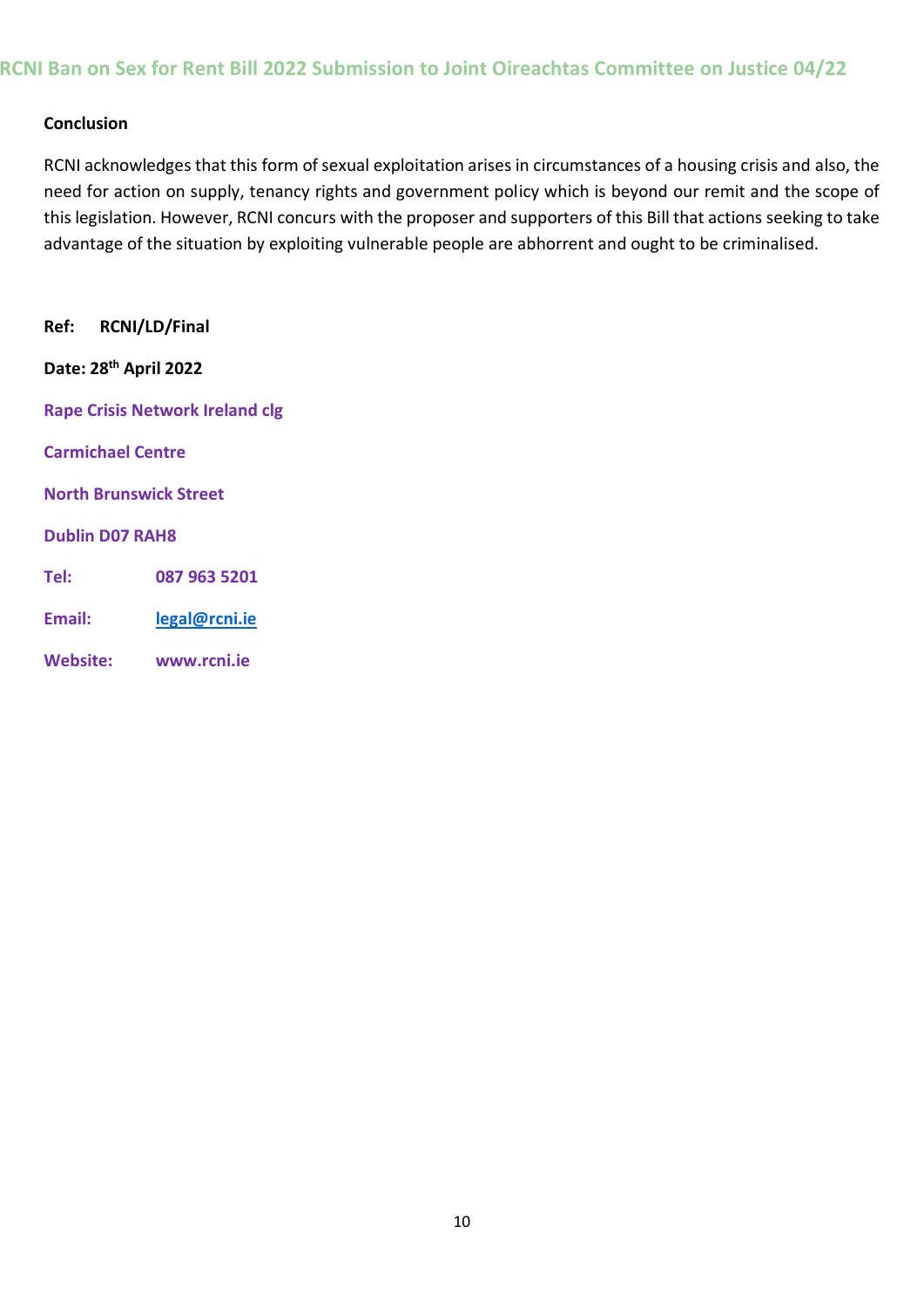**Conclusion**

RCNI acknowledges that this form of sexual exploitation arises in circumstances of a housing crisis and also, the need for action on supply, tenancy rights and government policy which is beyond our remit and the scope of this legislation. However, RCNI concurs with the proposer and supporters of this Bill that actions seeking to take advantage of the situation by exploiting vulnerable people are abhorrent and ought to be criminalised.

**Ref: RCNI/LD/Final**

**Date: 28th April 2022**

**Rape Crisis Network Ireland clg**

**Carmichael Centre**

**North Brunswick Street**

**Dublin D07 RAH8**

**Tel: 087 963 5201**

**Email: legal@rcni.ie**

**Website: www.rcni.ie**